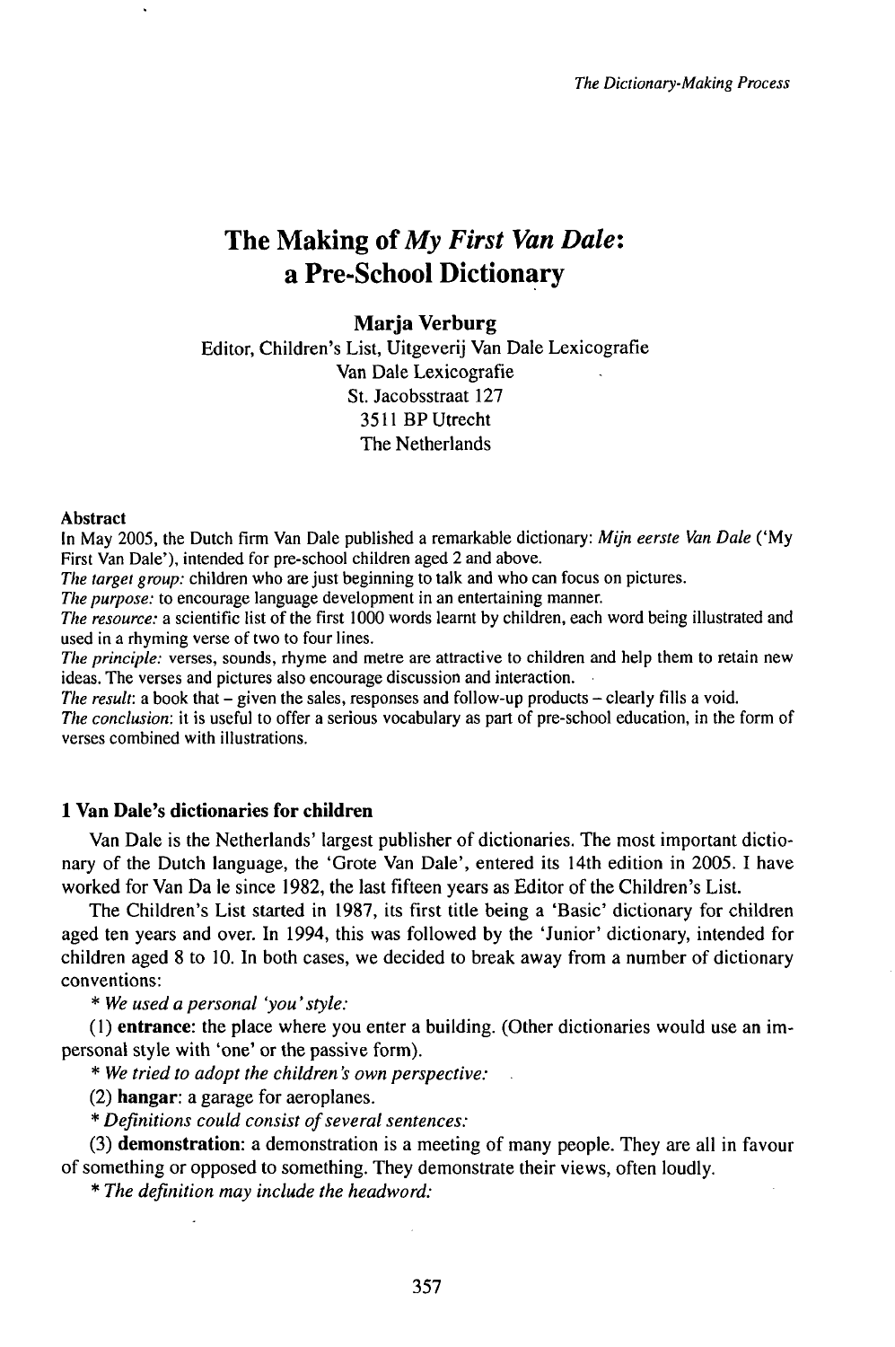# The Making of *My First Van Dale*: a Pre-School Dictionary

**Marja Verburg**

Editor, Children's List, Uitgeverij Van Dale Lexicografie
Van Dale Lexicografie
St. Jacobsstraat 127
3511 BP Utrecht
The Netherlands

**Abstract**

In May 2005, the Dutch firm Van Dale published a remarkable dictionary: *Mijn eerste Van Dale* ('My First Van Dale'), intended for pre-school children aged 2 and above.

*The target group:* children who are just beginning to talk and who can focus on pictures.

*The purpose:* to encourage language development in an entertaining manner.

*The resource:* a scientific list of the first 1000 words learnt by children, each word being illustrated and used in a rhyming verse of two to four lines.

*The principle:* verses, sounds, rhyme and metre are attractive to children and help them to retain new ideas. The verses and pictures also encourage discussion and interaction.

*The result:* a book that – given the sales, responses and follow-up products – clearly fills a void.

*The conclusion:* it is useful to offer a serious vocabulary as part of pre-school education, in the form of verses combined with illustrations.

## 1 Van Dale's dictionaries for children

Van Dale is the Netherlands' largest publisher of dictionaries. The most important dictionary of the Dutch language, the 'Grote Van Dale', entered its 14th edition in 2005. I have worked for Van Da le since 1982, the last fifteen years as Editor of the Children's List.

The Children's List started in 1987, its first title being a 'Basic' dictionary for children aged ten years and over. In 1994, this was followed by the 'Junior' dictionary, intended for children aged 8 to 10. In both cases, we decided to break away from a number of dictionary conventions:

* *We used a personal 'you' style:*

(1) **entrance**: the place where you enter a building. (Other dictionaries would use an impersonal style with 'one' or the passive form).

* *We tried to adopt the children's own perspective:*

(2) **hangar**: a garage for aeroplanes.

* *Definitions could consist of several sentences:*

(3) **demonstration**: a demonstration is a meeting of many people. They are all in favour of something or opposed to something. They demonstrate their views, often loudly.

* *The definition may include the headword:*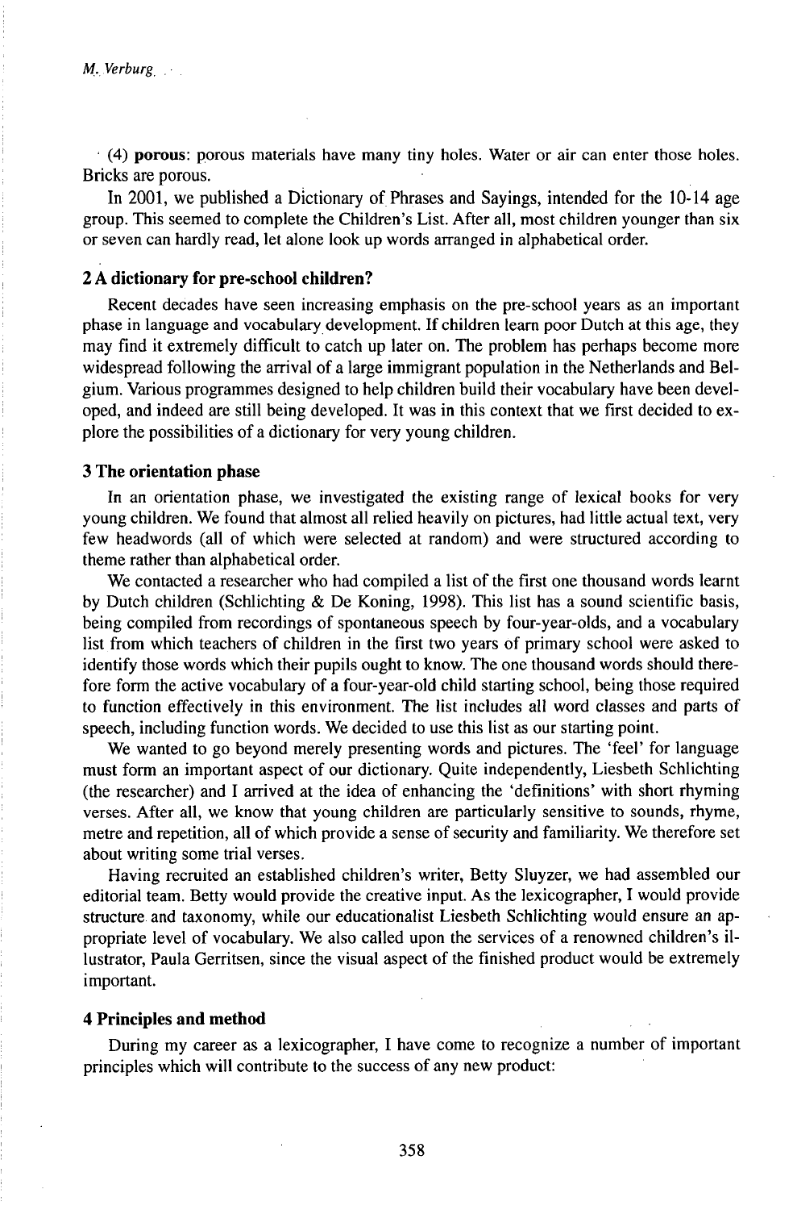(4) **porous**: porous materials have many tiny holes. Water or air can enter those holes. Bricks are porous.

In 2001, we published a Dictionary of Phrases and Sayings, intended for the 10-14 age group. This seemed to complete the Children's List. After all, most children younger than six or seven can hardly read, let alone look up words arranged in alphabetical order.

## 2 A dictionary for pre-school children?

Recent decades have seen increasing emphasis on the pre-school years as an important phase in language and vocabulary development. If children learn poor Dutch at this age, they may find it extremely difficult to catch up later on. The problem has perhaps become more widespread following the arrival of a large immigrant population in the Netherlands and Belgium. Various programmes designed to help children build their vocabulary have been developed, and indeed are still being developed. It was in this context that we first decided to explore the possibilities of a dictionary for very young children.

## 3 The orientation phase

In an orientation phase, we investigated the existing range of lexical books for very young children. We found that almost all relied heavily on pictures, had little actual text, very few headwords (all of which were selected at random) and were structured according to theme rather than alphabetical order.

We contacted a researcher who had compiled a list of the first one thousand words learnt by Dutch children (Schlichting & De Koning, 1998). This list has a sound scientific basis, being compiled from recordings of spontaneous speech by four-year-olds, and a vocabulary list from which teachers of children in the first two years of primary school were asked to identify those words which their pupils ought to know. The one thousand words should therefore form the active vocabulary of a four-year-old child starting school, being those required to function effectively in this environment. The list includes all word classes and parts of speech, including function words. We decided to use this list as our starting point.

We wanted to go beyond merely presenting words and pictures. The 'feel' for language must form an important aspect of our dictionary. Quite independently, Liesbeth Schlichting (the researcher) and I arrived at the idea of enhancing the 'definitions' with short rhyming verses. After all, we know that young children are particularly sensitive to sounds, rhyme, metre and repetition, all of which provide a sense of security and familiarity. We therefore set about writing some trial verses.

Having recruited an established children's writer, Betty Sluyzer, we had assembled our editorial team. Betty would provide the creative input. As the lexicographer, I would provide structure and taxonomy, while our educationalist Liesbeth Schlichting would ensure an appropriate level of vocabulary. We also called upon the services of a renowned children's illustrator, Paula Gerritsen, since the visual aspect of the finished product would be extremely important.

## 4 Principles and method

During my career as a lexicographer, I have come to recognize a number of important principles which will contribute to the success of any new product: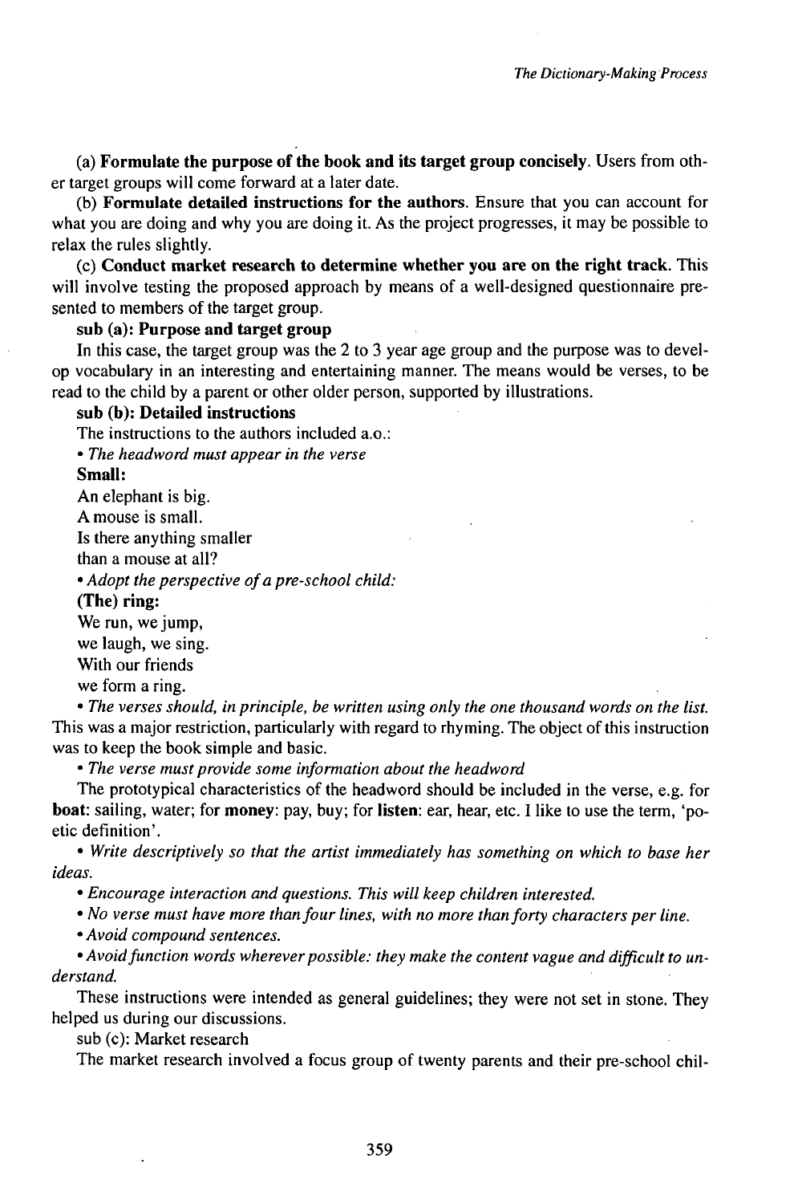(a) **Formulate the purpose of the book and its target group concisely**. Users from other target groups will come forward at a later date.

(b) **Formulate detailed instructions for the authors**. Ensure that you can account for what you are doing and why you are doing it. As the project progresses, it may be possible to relax the rules slightly.

(c) **Conduct market research to determine whether you are on the right track**. This will involve testing the proposed approach by means of a well-designed questionnaire presented to members of the target group.

**sub (a): Purpose and target group**

In this case, the target group was the 2 to 3 year age group and the purpose was to develop vocabulary in an interesting and entertaining manner. The means would be verses, to be read to the child by a parent or other older person, supported by illustrations.

**sub (b): Detailed instructions**

The instructions to the authors included a.o.:

• *The headword must appear in the verse*

**Small:**

An elephant is big.
A mouse is small.
Is there anything smaller
than a mouse at all?

• *Adopt the perspective of a pre-school child:*

**(The) ring:**

We run, we jump,
we laugh, we sing.
With our friends
we form a ring.

• *The verses should, in principle, be written using only the one thousand words on the list.* This was a major restriction, particularly with regard to rhyming. The object of this instruction was to keep the book simple and basic.

• *The verse must provide some information about the headword*

The prototypical characteristics of the headword should be included in the verse, e.g. for **boat**: sailing, water; for **money**: pay, buy; for **listen**: ear, hear, etc. I like to use the term, 'poetic definition'.

• *Write descriptively so that the artist immediately has something on which to base her ideas.*

• *Encourage interaction and questions. This will keep children interested.*

• *No verse must have more than four lines, with no more than forty characters per line.*

• *Avoid compound sentences.*

• *Avoid function words wherever possible: they make the content vague and difficult to understand.*

These instructions were intended as general guidelines; they were not set in stone. They helped us during our discussions.

sub (c): Market research

The market research involved a focus group of twenty parents and their pre-school chil-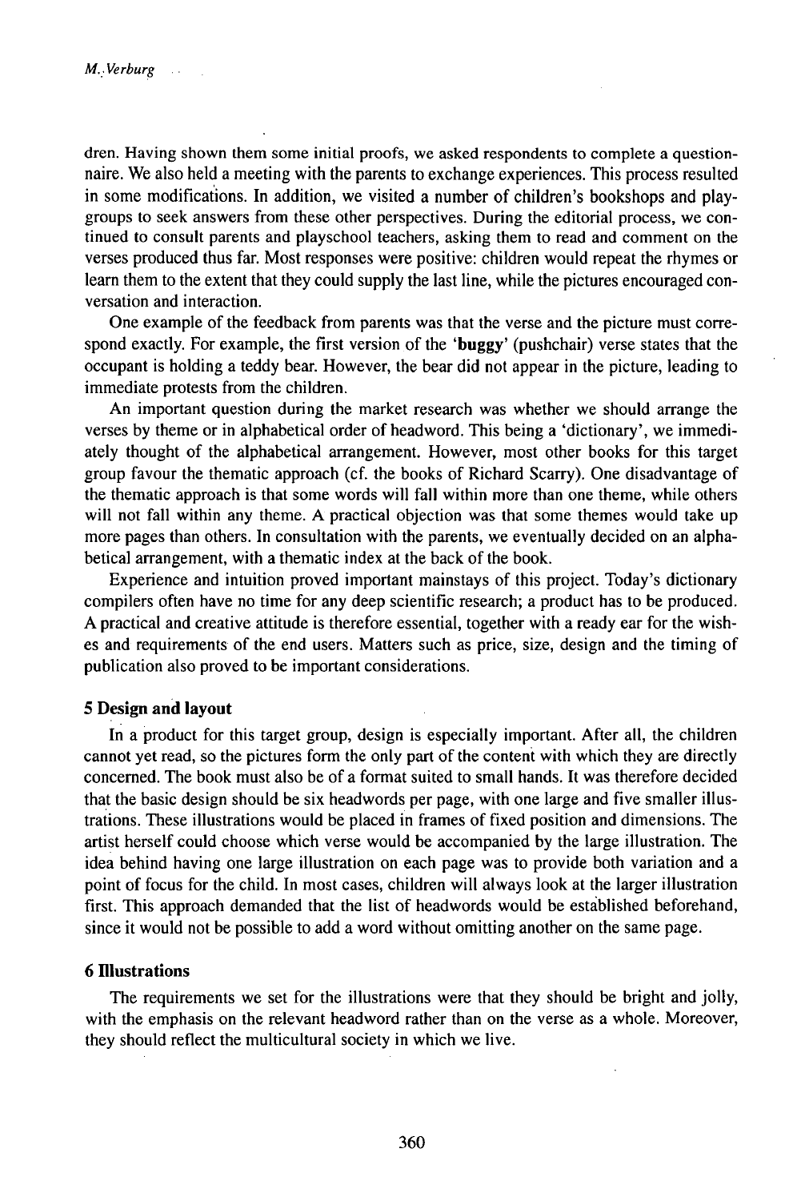dren. Having shown them some initial proofs, we asked respondents to complete a questionnaire. We also held a meeting with the parents to exchange experiences. This process resulted in some modifications. In addition, we visited a number of children's bookshops and playgroups to seek answers from these other perspectives. During the editorial process, we continued to consult parents and playschool teachers, asking them to read and comment on the verses produced thus far. Most responses were positive: children would repeat the rhymes or learn them to the extent that they could supply the last line, while the pictures encouraged conversation and interaction.

One example of the feedback from parents was that the verse and the picture must correspond exactly. For example, the first version of the '**buggy**' (pushchair) verse states that the occupant is holding a teddy bear. However, the bear did not appear in the picture, leading to immediate protests from the children.

An important question during the market research was whether we should arrange the verses by theme or in alphabetical order of headword. This being a 'dictionary', we immediately thought of the alphabetical arrangement. However, most other books for this target group favour the thematic approach (cf. the books of Richard Scarry). One disadvantage of the thematic approach is that some words will fall within more than one theme, while others will not fall within any theme. A practical objection was that some themes would take up more pages than others. In consultation with the parents, we eventually decided on an alphabetical arrangement, with a thematic index at the back of the book.

Experience and intuition proved important mainstays of this project. Today's dictionary compilers often have no time for any deep scientific research; a product has to be produced. A practical and creative attitude is therefore essential, together with a ready ear for the wishes and requirements of the end users. Matters such as price, size, design and the timing of publication also proved to be important considerations.

## 5 Design and layout

In a product for this target group, design is especially important. After all, the children cannot yet read, so the pictures form the only part of the content with which they are directly concerned. The book must also be of a format suited to small hands. It was therefore decided that the basic design should be six headwords per page, with one large and five smaller illustrations. These illustrations would be placed in frames of fixed position and dimensions. The artist herself could choose which verse would be accompanied by the large illustration. The idea behind having one large illustration on each page was to provide both variation and a point of focus for the child. In most cases, children will always look at the larger illustration first. This approach demanded that the list of headwords would be established beforehand, since it would not be possible to add a word without omitting another on the same page.

## 6 Illustrations

The requirements we set for the illustrations were that they should be bright and jolly, with the emphasis on the relevant headword rather than on the verse as a whole. Moreover, they should reflect the multicultural society in which we live.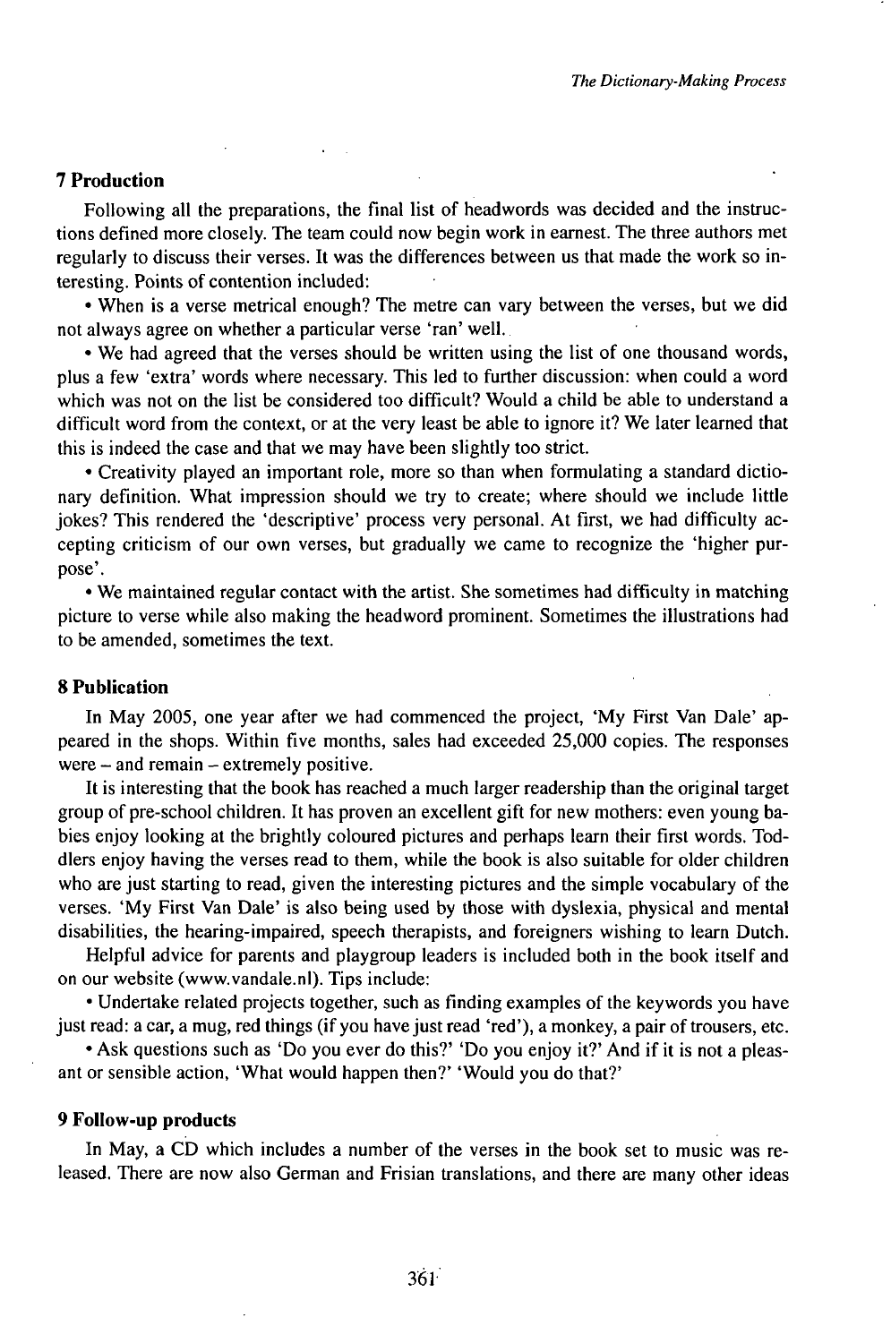## 7 Production

Following all the preparations, the final list of headwords was decided and the instructions defined more closely. The team could now begin work in earnest. The three authors met regularly to discuss their verses. It was the differences between us that made the work so interesting. Points of contention included:

• When is a verse metrical enough? The metre can vary between the verses, but we did not always agree on whether a particular verse 'ran' well.

• We had agreed that the verses should be written using the list of one thousand words, plus a few 'extra' words where necessary. This led to further discussion: when could a word which was not on the list be considered too difficult? Would a child be able to understand a difficult word from the context, or at the very least be able to ignore it? We later learned that this is indeed the case and that we may have been slightly too strict.

• Creativity played an important role, more so than when formulating a standard dictionary definition. What impression should we try to create; where should we include little jokes? This rendered the 'descriptive' process very personal. At first, we had difficulty accepting criticism of our own verses, but gradually we came to recognize the 'higher purpose'.

• We maintained regular contact with the artist. She sometimes had difficulty in matching picture to verse while also making the headword prominent. Sometimes the illustrations had to be amended, sometimes the text.

## 8 Publication

In May 2005, one year after we had commenced the project, 'My First Van Dale' appeared in the shops. Within five months, sales had exceeded 25,000 copies. The responses were – and remain – extremely positive.

It is interesting that the book has reached a much larger readership than the original target group of pre-school children. It has proven an excellent gift for new mothers: even young babies enjoy looking at the brightly coloured pictures and perhaps learn their first words. Toddlers enjoy having the verses read to them, while the book is also suitable for older children who are just starting to read, given the interesting pictures and the simple vocabulary of the verses. 'My First Van Dale' is also being used by those with dyslexia, physical and mental disabilities, the hearing-impaired, speech therapists, and foreigners wishing to learn Dutch.

Helpful advice for parents and playgroup leaders is included both in the book itself and on our website (www.vandale.nl). Tips include:

• Undertake related projects together, such as finding examples of the keywords you have just read: a car, a mug, red things (if you have just read 'red'), a monkey, a pair of trousers, etc.

• Ask questions such as 'Do you ever do this?' 'Do you enjoy it?' And if it is not a pleasant or sensible action, 'What would happen then?' 'Would you do that?'

## 9 Follow-up products

In May, a CD which includes a number of the verses in the book set to music was released. There are now also German and Frisian translations, and there are many other ideas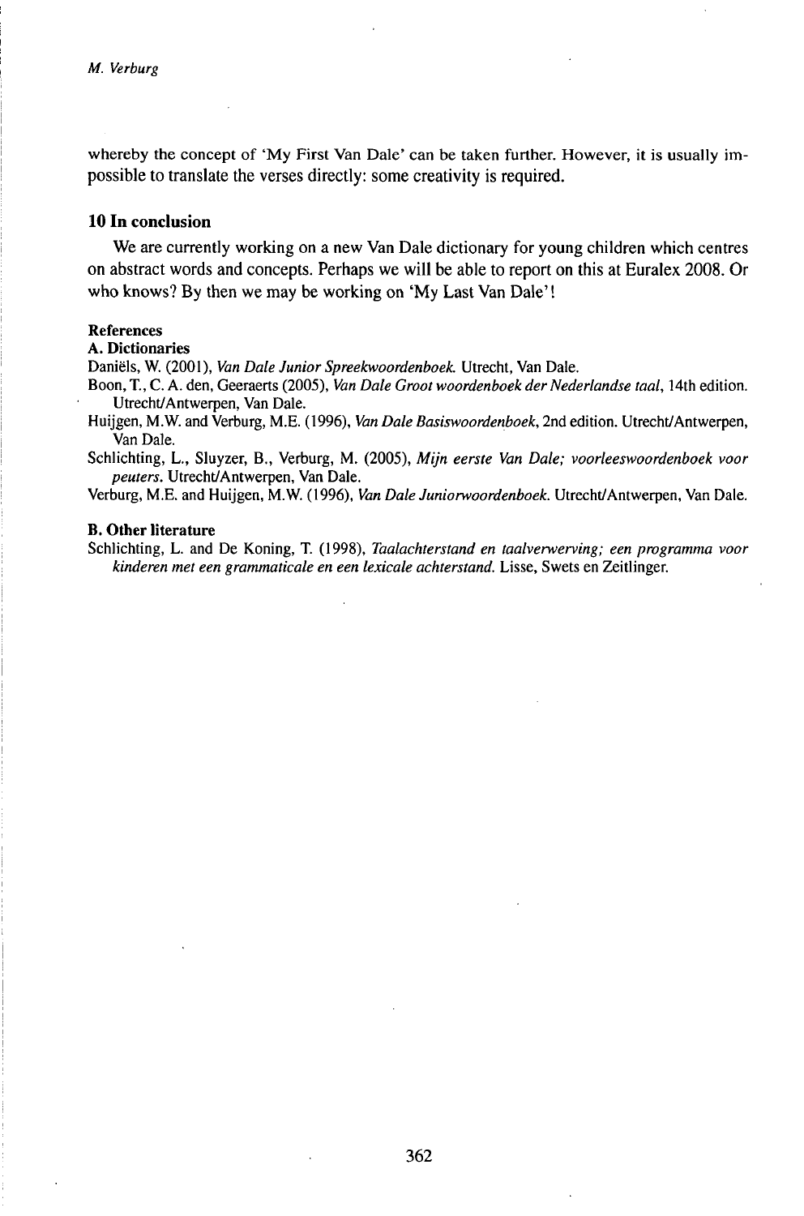whereby the concept of 'My First Van Dale' can be taken further. However, it is usually impossible to translate the verses directly: some creativity is required.

## 10 In conclusion

We are currently working on a new Van Dale dictionary for young children which centres on abstract words and concepts. Perhaps we will be able to report on this at Euralex 2008. Or who knows? By then we may be working on 'My Last Van Dale'!

**References**

**A. Dictionaries**

Daniëls, W. (2001), *Van Dale Junior Spreekwoordenboek*. Utrecht, Van Dale.

Boon, T., C. A. den, Geeraerts (2005), *Van Dale Groot woordenboek der Nederlandse taal*, 14th edition. Utrecht/Antwerpen, Van Dale.

Huijgen, M.W. and Verburg, M.E. (1996), *Van Dale Basiswoordenboek*, 2nd edition. Utrecht/Antwerpen, Van Dale.

Schlichting, L., Sluyzer, B., Verburg, M. (2005), *Mijn eerste Van Dale; voorleeswoordenboek voor peuters*. Utrecht/Antwerpen, Van Dale.

Verburg, M.E. and Huijgen, M.W. (1996), *Van Dale Juniorwoordenboek*. Utrecht/Antwerpen, Van Dale.

**B. Other literature**

Schlichting, L. and De Koning, T. (1998), *Taalachterstand en taalverwerving; een programma voor kinderen met een grammaticale en een lexicale achterstand*. Lisse, Swets en Zeitlinger.